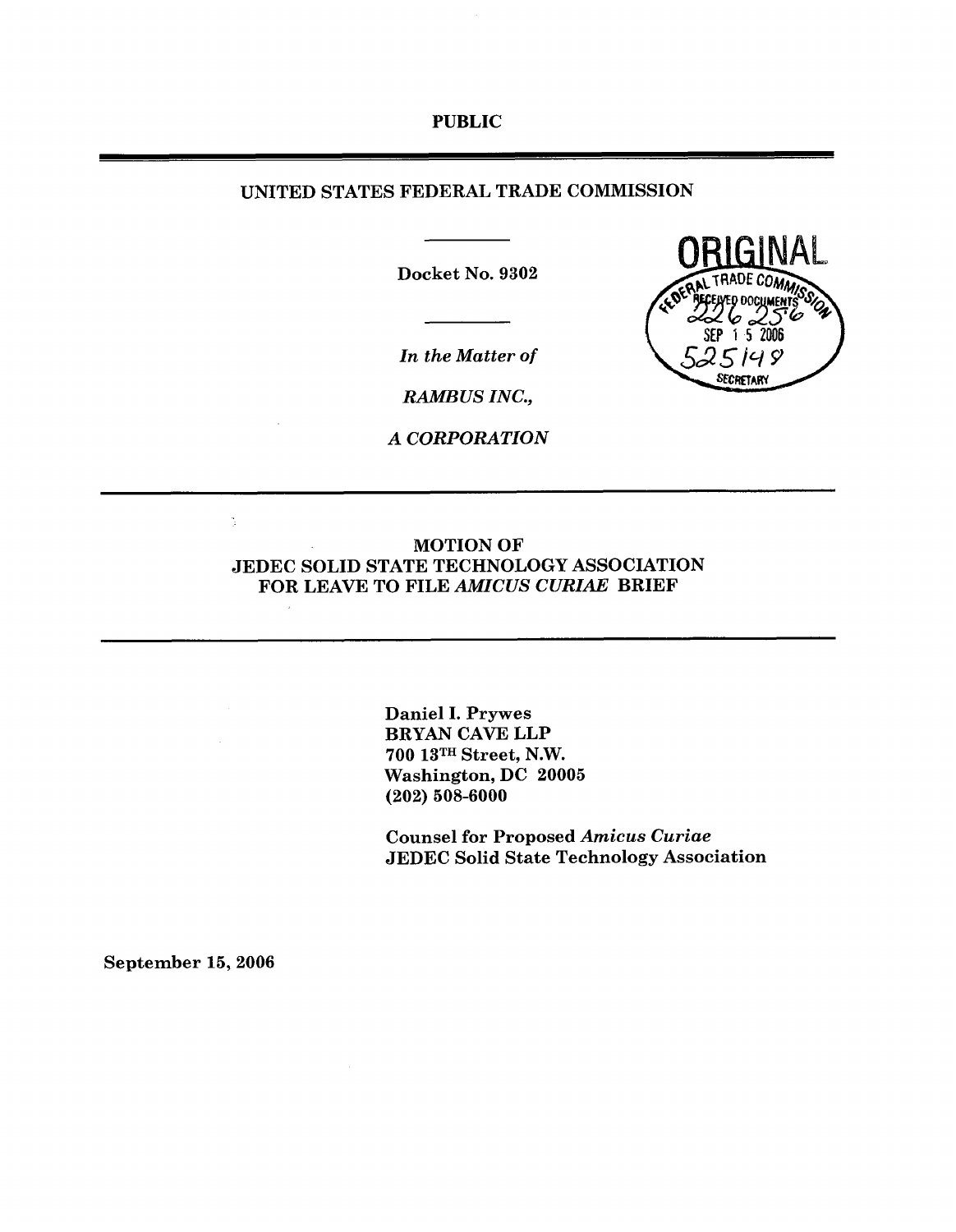PUBLIC

# UNITED STATES FEDERAL TRADE COMMISSION

Docket No. 9302

*In the Matter of*

*RAMBUS INC.,*

*A CORPORATION*

ORIGINAL

FEDERAL TRADE COMMISSION RECEIVED DOCUMENTS 226256 SEP 15 2006 525149 SECRETARY

## MOTION OF JEDEC SOLID STATE TECHNOLOGY ASSOCIATION FOR LEAVE TO FILE *AMICUS CURIAE* BRIEF

Daniel I. Prywes
BRYAN CAVE LLP
700 13TH Street, N.W.
Washington, DC 20005
(202) 508-6000

Counsel for Proposed *Amicus Curiae*
JEDEC Solid State Technology Association

September 15, 2006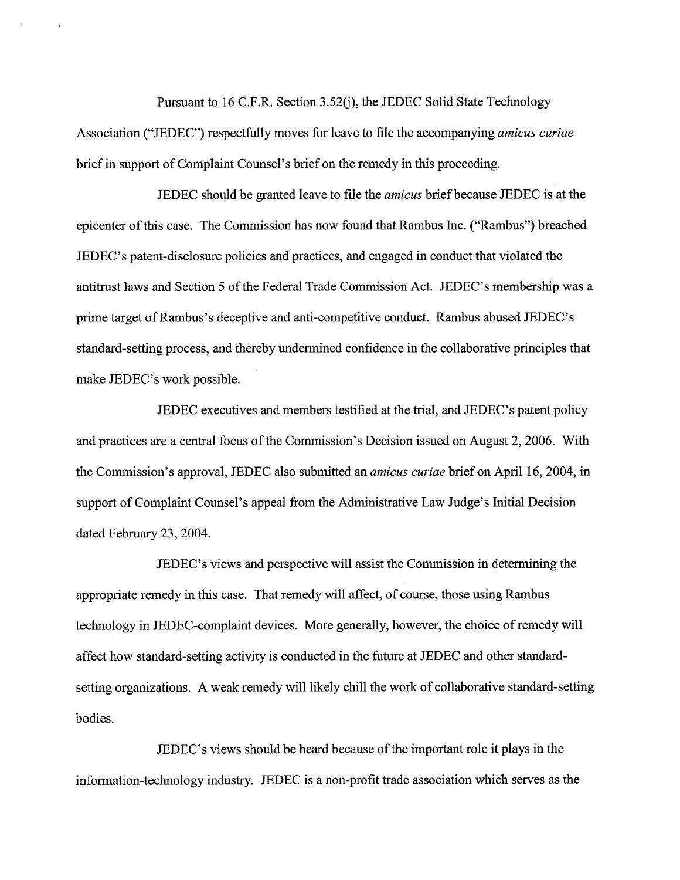Pursuant to 16 C.F.R. Section 3.52(j), the JEDEC Solid State Technology Association ("JEDEC") respectfully moves for leave to file the accompanying *amicus curiae* brief in support of Complaint Counsel's brief on the remedy in this proceeding.

JEDEC should be granted leave to file the *amicus* brief because JEDEC is at the epicenter of this case. The Commission has now found that Rambus Inc. ("Rambus") breached JEDEC's patent-disclosure policies and practices, and engaged in conduct that violated the antitrust laws and Section 5 of the Federal Trade Commission Act. JEDEC's membership was a prime target of Rambus's deceptive and anti-competitive conduct. Rambus abused JEDEC's standard-setting process, and thereby undermined confidence in the collaborative principles that make JEDEC's work possible.

JEDEC executives and members testified at the trial, and JEDEC's patent policy and practices are a central focus of the Commission's Decision issued on August 2, 2006. With the Commission's approval, JEDEC also submitted an *amicus curiae* brief on April 16, 2004, in support of Complaint Counsel's appeal from the Administrative Law Judge's Initial Decision dated February 23, 2004.

JEDEC's views and perspective will assist the Commission in determining the appropriate remedy in this case. That remedy will affect, of course, those using Rambus technology in JEDEC-complaint devices. More generally, however, the choice of remedy will affect how standard-setting activity is conducted in the future at JEDEC and other standard-setting organizations. A weak remedy will likely chill the work of collaborative standard-setting bodies.

JEDEC's views should be heard because of the important role it plays in the information-technology industry. JEDEC is a non-profit trade association which serves as the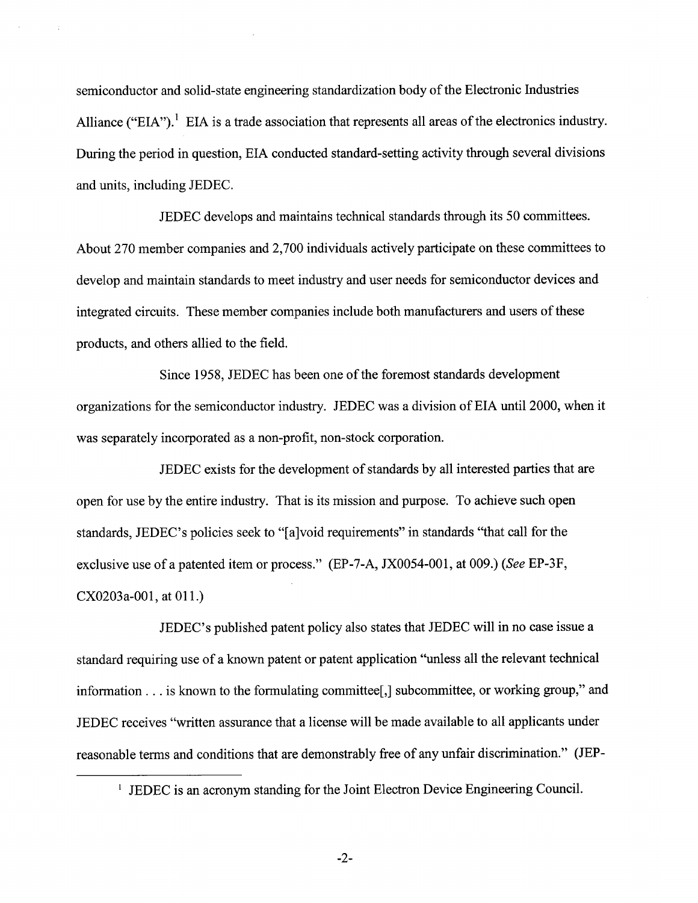semiconductor and solid-state engineering standardization body of the Electronic Industries Alliance ("EIA").[1] EIA is a trade association that represents all areas of the electronics industry. During the period in question, EIA conducted standard-setting activity through several divisions and units, including JEDEC.

JEDEC develops and maintains technical standards through its 50 committees. About 270 member companies and 2,700 individuals actively participate on these committees to develop and maintain standards to meet industry and user needs for semiconductor devices and integrated circuits. These member companies include both manufacturers and users of these products, and others allied to the field.

Since 1958, JEDEC has been one of the foremost standards development organizations for the semiconductor industry. JEDEC was a division of EIA until 2000, when it was separately incorporated as a non-profit, non-stock corporation.

JEDEC exists for the development of standards by all interested parties that are open for use by the entire industry. That is its mission and purpose. To achieve such open standards, JEDEC's policies seek to "[a]void requirements" in standards "that call for the exclusive use of a patented item or process." (EP-7-A, JX0054-001, at 009.) (*See* EP-3F, CX0203a-001, at 011.)

JEDEC's published patent policy also states that JEDEC will in no case issue a standard requiring use of a known patent or patent application "unless all the relevant technical information . . . is known to the formulating committee[,] subcommittee, or working group," and JEDEC receives "written assurance that a license will be made available to all applicants under reasonable terms and conditions that are demonstrably free of any unfair discrimination." (JEP-

[1] JEDEC is an acronym standing for the Joint Electron Device Engineering Council.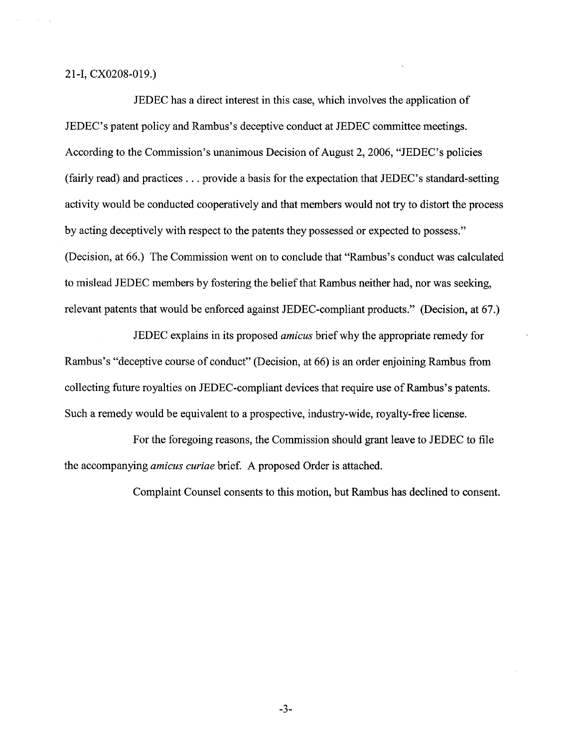21-I, CX0208-019.)

JEDEC has a direct interest in this case, which involves the application of JEDEC's patent policy and Rambus's deceptive conduct at JEDEC committee meetings. According to the Commission's unanimous Decision of August 2, 2006, "JEDEC's policies (fairly read) and practices . . . provide a basis for the expectation that JEDEC's standard-setting activity would be conducted cooperatively and that members would not try to distort the process by acting deceptively with respect to the patents they possessed or expected to possess." (Decision, at 66.) The Commission went on to conclude that "Rambus's conduct was calculated to mislead JEDEC members by fostering the belief that Rambus neither had, nor was seeking, relevant patents that would be enforced against JEDEC-compliant products." (Decision, at 67.)

JEDEC explains in its proposed *amicus* brief why the appropriate remedy for Rambus's "deceptive course of conduct" (Decision, at 66) is an order enjoining Rambus from collecting future royalties on JEDEC-compliant devices that require use of Rambus's patents. Such a remedy would be equivalent to a prospective, industry-wide, royalty-free license.

For the foregoing reasons, the Commission should grant leave to JEDEC to file the accompanying *amicus curiae* brief. A proposed Order is attached.

Complaint Counsel consents to this motion, but Rambus has declined to consent.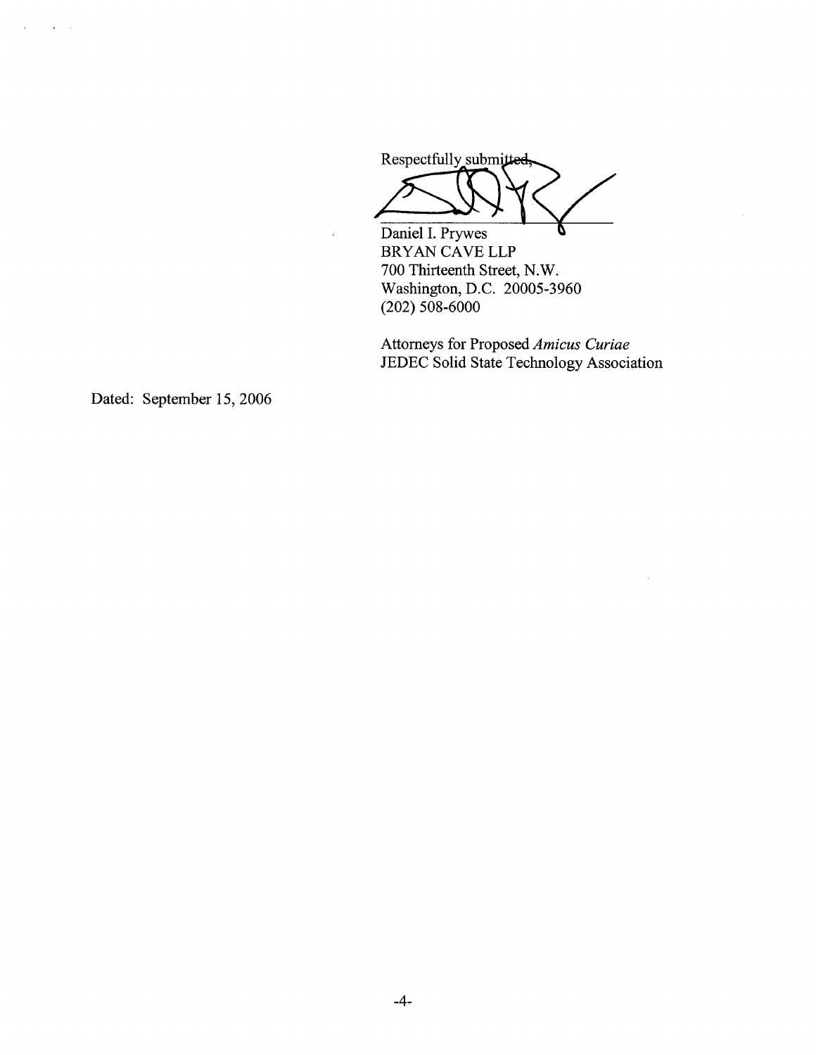Respectfully submitted,

Daniel I. Prywes
BRYAN CAVE LLP
700 Thirteenth Street, N.W.
Washington, D.C. 20005-3960
(202) 508-6000

Attorneys for Proposed *Amicus Curiae*
JEDEC Solid State Technology Association

Dated: September 15, 2006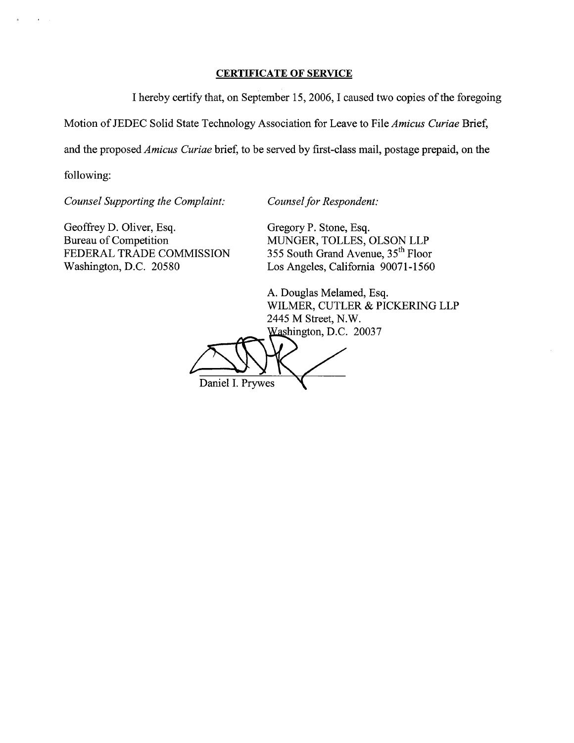## CERTIFICATE OF SERVICE

I hereby certify that, on September 15, 2006, I caused two copies of the foregoing Motion of JEDEC Solid State Technology Association for Leave to File *Amicus Curiae* Brief, and the proposed *Amicus Curiae* brief, to be served by first-class mail, postage prepaid, on the following:

*Counsel Supporting the Complaint:*

Geoffrey D. Oliver, Esq.
Bureau of Competition
FEDERAL TRADE COMMISSION
Washington, D.C. 20580

*Counsel for Respondent:*

Gregory P. Stone, Esq.
MUNGER, TOLLES, OLSON LLP
355 South Grand Avenue, 35th Floor
Los Angeles, California 90071-1560

A. Douglas Melamed, Esq.
WILMER, CUTLER & PICKERING LLP
2445 M Street, N.W.
Washington, D.C. 20037

Daniel I. Prywes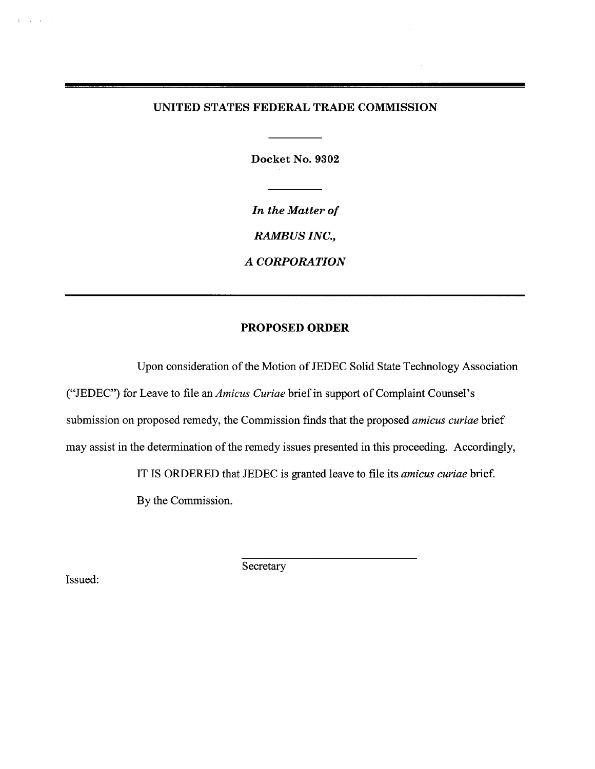**UNITED STATES FEDERAL TRADE COMMISSION**

---

**Docket No. 9302**

---

***In the Matter of***

***RAMBUS INC.,***

***A CORPORATION***

---

**PROPOSED ORDER**

Upon consideration of the Motion of JEDEC Solid State Technology Association ("JEDEC") for Leave to file an *Amicus Curiae* brief in support of Complaint Counsel's submission on proposed remedy, the Commission finds that the proposed *amicus curiae* brief may assist in the determination of the remedy issues presented in this proceeding. Accordingly,

IT IS ORDERED that JEDEC is granted leave to file its *amicus curiae* brief.

By the Commission.

\_\_\_\_\_\_\_\_\_\_\_\_\_\_\_\_\_\_\_\_\_\_\_\_\_\_\_\_\_\_\_\_

Secretary

Issued: